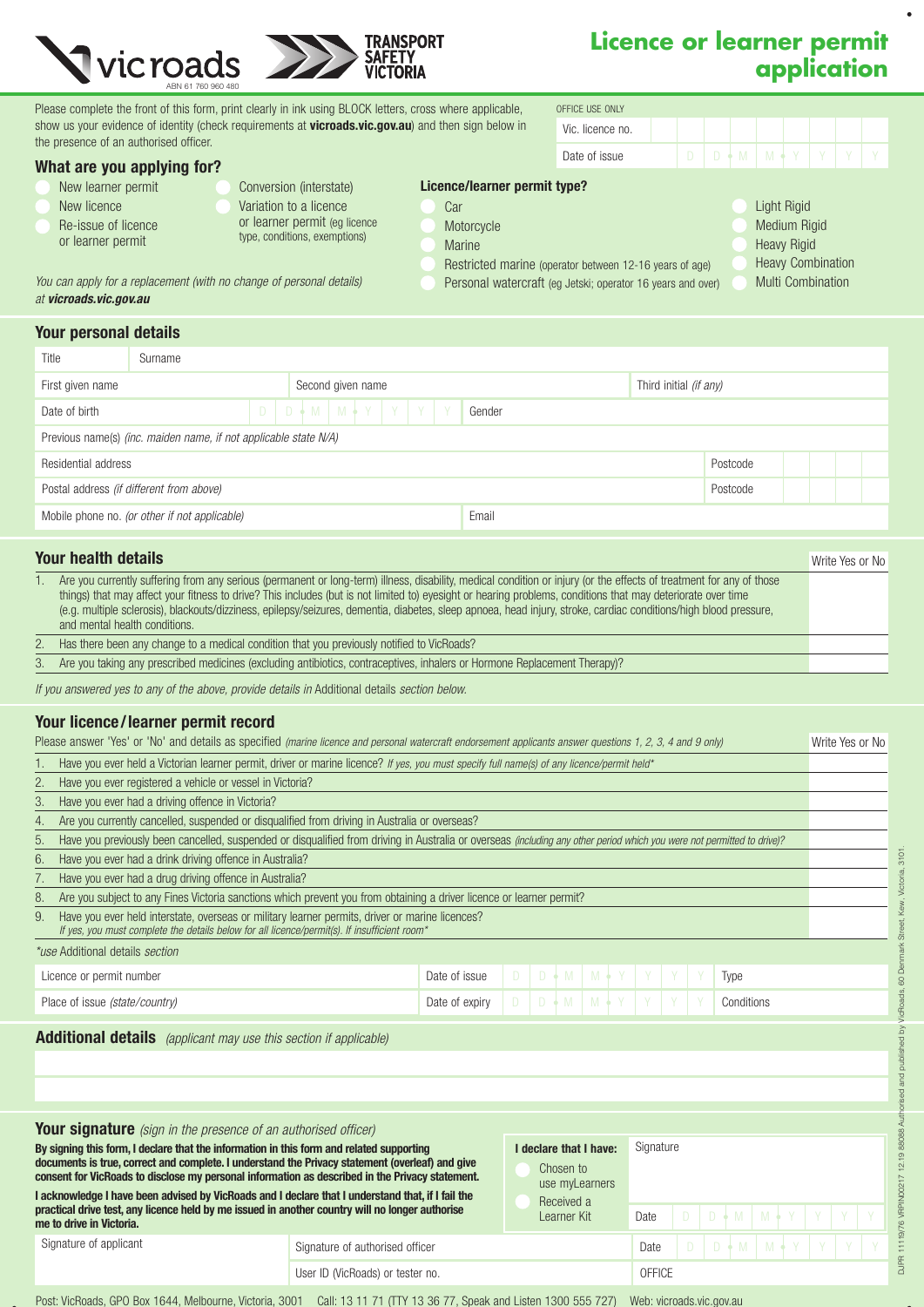vicroads
ABN 61 760 960 480

TRANSPORT SAFETY VICTORIA

# Licence or learner permit application

Please complete the front of this form, print clearly in ink using BLOCK letters, cross where applicable, show us your evidence of identity (check requirements at **vicroads.vic.gov.au**) and then sign below in the presence of an authorised officer.

| OFFICE USE ONLY | |
|---|---|
| Vic. licence no. | |
| Date of issue | D D M M Y Y Y Y |

## What are you applying for?

- New learner permit
- New licence
- Re-issue of licence or learner permit
- Conversion (interstate)
- Variation to a licence or learner permit (eg licence type, conditions, exemptions)

*You can apply for a replacement (with no change of personal details) at **vicroads.vic.gov.au***

**Licence/learner permit type?**

- Car
- Motorcycle
- Marine
- Restricted marine (operator between 12-16 years of age)
- Personal watercraft (eg Jetski; operator 16 years and over)
- Light Rigid
- Medium Rigid
- Heavy Rigid
- Heavy Combination
- Multi Combination

## Your personal details

| | | |
|---|---|---|
| Title | Surname | |
| First given name | Second given name | Third initial *(if any)* |
| Date of birth D D M M Y Y Y Y | Gender | |
| Previous name(s) *(inc. maiden name, if not applicable state N/A)* | | |
| Residential address | | Postcode |
| Postal address *(if different from above)* | | Postcode |
| Mobile phone no. *(or other if not applicable)* | Email | |

## Your health details

| | Write Yes or No |
|---|---|
| 1. Are you currently suffering from any serious (permanent or long-term) illness, disability, medical condition or injury (or the effects of treatment for any of those things) that may affect your fitness to drive? This includes (but is not limited to) eyesight or hearing problems, conditions that may deteriorate over time (e.g. multiple sclerosis), blackouts/dizziness, epilepsy/seizures, dementia, diabetes, sleep apnoea, head injury, stroke, cardiac conditions/high blood pressure, and mental health conditions. | |
| 2. Has there been any change to a medical condition that you previously notified to VicRoads? | |
| 3. Are you taking any prescribed medicines (excluding antibiotics, contraceptives, inhalers or Hormone Replacement Therapy)? | |

*If you answered yes to any of the above, provide details in* Additional details *section below.*

## Your licence/learner permit record

Please answer 'Yes' or 'No' and details as specified *(marine licence and personal watercraft endorsement applicants answer questions 1, 2, 3, 4 and 9 only)*

| | Write Yes or No |
|---|---|
| 1. Have you ever held a Victorian learner permit, driver or marine licence? *If yes, you must specify full name(s) of any licence/permit held\** | |
| 2. Have you ever registered a vehicle or vessel in Victoria? | |
| 3. Have you ever had a driving offence in Victoria? | |
| 4. Are you currently cancelled, suspended or disqualified from driving in Australia or overseas? | |
| 5. Have you previously been cancelled, suspended or disqualified from driving in Australia or overseas *(including any other period which you were not permitted to drive)?* | |
| 6. Have you ever had a drink driving offence in Australia? | |
| 7. Have you ever had a drug driving offence in Australia? | |
| 8. Are you subject to any Fines Victoria sanctions which prevent you from obtaining a driver licence or learner permit? | |
| 9. Have you ever held interstate, overseas or military learner permits, driver or marine licences? *If yes, you must complete the details below for all licence/permit(s). If insufficient room\** | |

*\*use* Additional details *section*

| | | |
|---|---|---|
| Licence or permit number | Date of issue D D M M Y Y Y Y | Type |
| Place of issue *(state/country)* | Date of expiry D D M M Y Y Y Y | Conditions |

## Additional details *(applicant may use this section if applicable)*

## Your signature *(sign in the presence of an authorised officer)*

**By signing this form, I declare that the information in this form and related supporting documents is true, correct and complete. I understand the Privacy statement (overleaf) and give consent for VicRoads to disclose my personal information as described in the Privacy statement.**

**I acknowledge I have been advised by VicRoads and I declare that I understand that, if I fail the practical drive test, any licence held by me issued in another country will no longer authorise me to drive in Victoria.**

**I declare that I have:**

- Chosen to use myLearners
- Received a Learner Kit

| | | |
|---|---|---|
| | Signature | Date D D M M Y Y Y Y |
| Signature of applicant | Signature of authorised officer | Date D D M M Y Y Y Y |
| | User ID (VicRoads) or tester no. | OFFICE |

Post: VicRoads, GPO Box 1644, Melbourne, Victoria, 3001 Call: 13 11 71 (TTY 13 36 77, Speak and Listen 1300 555 727) Web: vicroads.vic.gov.au

DJPR 1119/76 VRPIN00217 12.19 8808 Authorised and published by VicRoads, 60 Denmark Street, Kew, Victoria, 3101.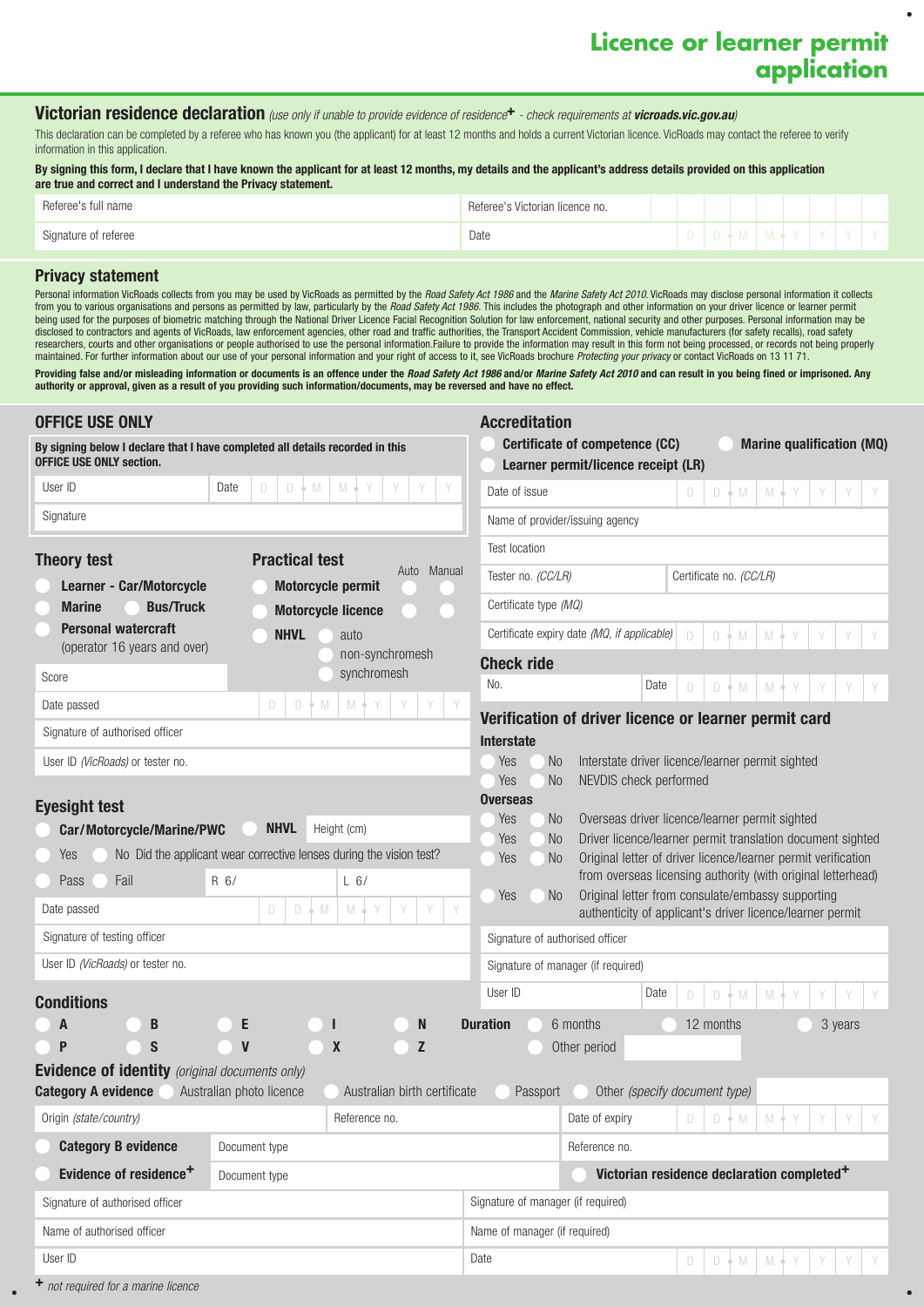# Licence or learner permit application

## Victorian residence declaration *(use only if unable to provide evidence of residence+ - check requirements at **vicroads.vic.gov.au**)*

This declaration can be completed by a referee who has known you (the applicant) for at least 12 months and holds a current Victorian licence. VicRoads may contact the referee to verify information in this application.

**By signing this form, I declare that I have known the applicant for at least 12 months, my details and the applicant's address details provided on this application are true and correct and I understand the Privacy statement.**

| | |
|---|---|
| Referee's full name | Referee's Victorian licence no. |
| Signature of referee | Date D D M M Y Y Y Y |

## Privacy statement

Personal information VicRoads collects from you may be used by VicRoads as permitted by the *Road Safety Act 1986* and the *Marine Safety Act 2010*. VicRoads may disclose personal information it collects from you to various organisations and persons as permitted by law, particularly by the *Road Safety Act 1986*. This includes the photograph and other information on your driver licence or learner permit being used for the purposes of biometric matching through the National Driver Licence Facial Recognition Solution for law enforcement, national security and other purposes. Personal information may be disclosed to contractors and agents of VicRoads, law enforcement agencies, other road and traffic authorities, the Transport Accident Commission, vehicle manufacturers (for safety recalls), road safety researchers, courts and other organisations or people authorised to use the personal information.Failure to provide the information may result in this form not being processed, or records not being properly maintained. For further information about our use of your personal information and your right of access to it, see VicRoads brochure *Protecting your privacy* or contact VicRoads on 13 11 71.

**Providing false and/or misleading information or documents is an offence under the *Road Safety Act 1986* and/or *Marine Safety Act 2010* and can result in you being fined or imprisoned. Any authority or approval, given as a result of you providing such information/documents, may be reversed and have no effect.**

## OFFICE USE ONLY

**By signing below I declare that I have completed all details recorded in this OFFICE USE ONLY section.**

| | |
|---|---|
| User ID | Date D D M M Y Y Y Y |
| Signature | |

### Theory test

- Learner - Car/Motorcycle
- Marine
- Bus/Truck
- Personal watercraft (operator 16 years and over)

### Practical test

| | Auto | Manual |
|---|---|---|
| Motorcycle permit | | |
| Motorcycle licence | | |

- NHVL
  - auto
  - non-synchromesh
  - synchromesh

| | |
|---|---|
| Score | |
| Date passed | D D M M Y Y Y Y |
| Signature of authorised officer | |
| User ID *(VicRoads)* or tester no. | |

### Eyesight test

- Car/Motorcycle/Marine/PWC
- NHVL Height (cm)

Yes / No Did the applicant wear corrective lenses during the vision test?

Pass / Fail R 6/ L 6/

| | |
|---|---|
| Date passed | D D M M Y Y Y Y |
| Signature of testing officer | |
| User ID *(VicRoads)* or tester no. | |

### Accreditation

- Certificate of competence (CC)
- Marine qualification (MQ)
- Learner permit/licence receipt (LR)

| | |
|---|---|
| Date of issue | D D M M Y Y Y Y |
| Name of provider/issuing agency | |
| Test location | |
| Tester no. *(CC/LR)* | Certificate no. *(CC/LR)* |
| Certificate type *(MQ)* | |
| Certificate expiry date *(MQ, if applicable)* | D D M M Y Y Y Y |

### Check ride

| | |
|---|---|
| No. | Date D D M M Y Y Y Y |

### Verification of driver licence or learner permit card

**Interstate**

- Yes / No Interstate driver licence/learner permit sighted
- Yes / No NEVDIS check performed

**Overseas**

- Yes / No Overseas driver licence/learner permit sighted
- Yes / No Driver licence/learner permit translation document sighted
- Yes / No Original letter of driver licence/learner permit verification from overseas licensing authority (with original letterhead)
- Yes / No Original letter from consulate/embassy supporting authenticity of applicant's driver licence/learner permit

| | |
|---|---|
| Signature of authorised officer | |
| Signature of manager (if required) | |
| User ID | Date D D M M Y Y Y Y |

### Conditions

A B E I N P S V X Z

**Duration** 6 months / 12 months / 3 years / Other period

### Evidence of identity *(original documents only)*

**Category A evidence** Australian photo licence / Australian birth certificate / Passport / Other *(specify document type)*

| | | |
|---|---|---|
| Origin *(state/country)* | Reference no. | Date of expiry D D M M Y Y Y Y |

| | |
|---|---|
| **Category B evidence** Document type | Reference no. |
| **Evidence of residence+** Document type | **Victorian residence declaration completed+** |
| Signature of authorised officer | Signature of manager (if required) |
| Name of authorised officer | Name of manager (if required) |
| User ID | Date D D M M Y Y Y Y |

+ *not required for a marine licence*